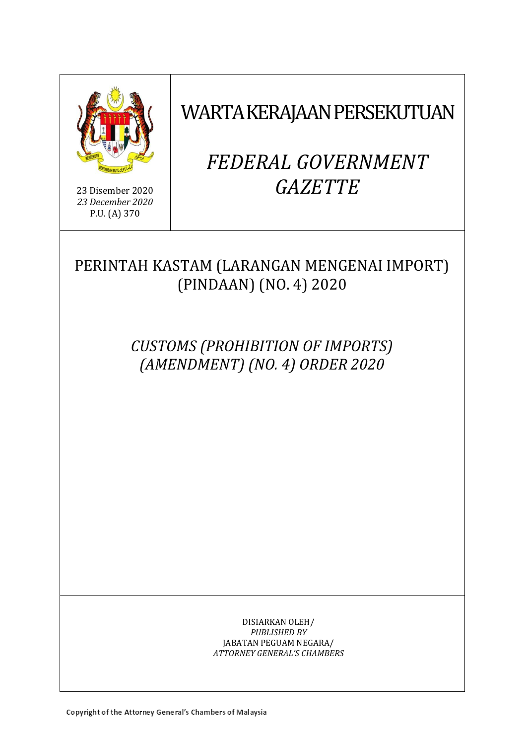23 Disember 2020
*23 December 2020*
P.U. (A) 370

# WARTA KERAJAAN PERSEKUTUAN

# *FEDERAL GOVERNMENT GAZETTE*

## PERINTAH KASTAM (LARANGAN MENGENAI IMPORT) (PINDAAN) (NO. 4) 2020

## *CUSTOMS (PROHIBITION OF IMPORTS) (AMENDMENT) (NO. 4) ORDER 2020*

DISIARKAN OLEH/
*PUBLISHED BY*
JABATAN PEGUAM NEGARA/
*ATTORNEY GENERAL'S CHAMBERS*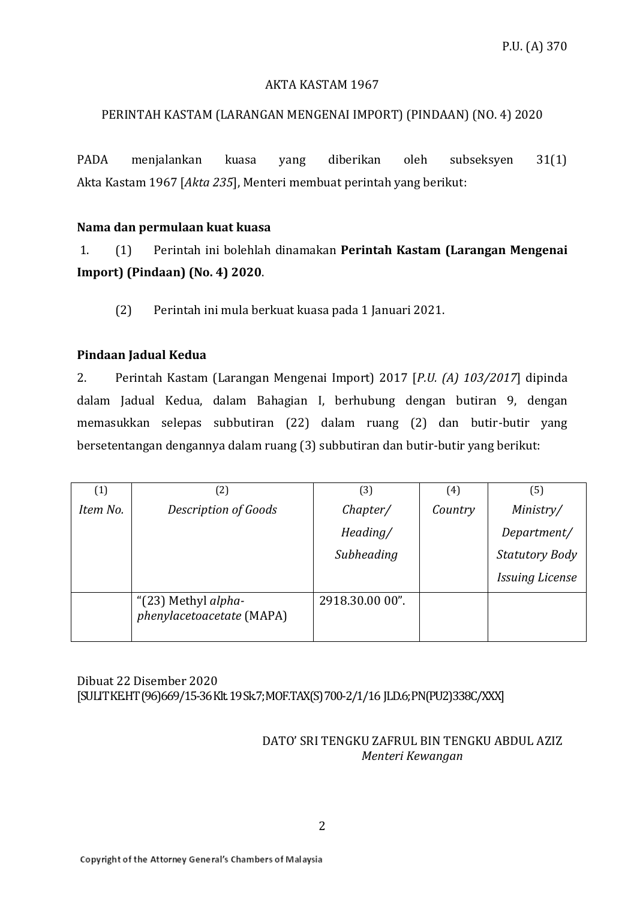P.U. (A) 370

AKTA KASTAM 1967

PERINTAH KASTAM (LARANGAN MENGENAI IMPORT) (PINDAAN) (NO. 4) 2020

PADA menjalankan kuasa yang diberikan oleh subseksyen 31(1) Akta Kastam 1967 [*Akta 235*], Menteri membuat perintah yang berikut:

**Nama dan permulaan kuat kuasa**

1. (1) Perintah ini bolehlah dinamakan **Perintah Kastam (Larangan Mengenai Import) (Pindaan) (No. 4) 2020**.

(2) Perintah ini mula berkuat kuasa pada 1 Januari 2021.

**Pindaan Jadual Kedua**

2. Perintah Kastam (Larangan Mengenai Import) 2017 [*P.U. (A) 103/2017*] dipinda dalam Jadual Kedua, dalam Bahagian I, berhubung dengan butiran 9, dengan memasukkan selepas subbutiran (22) dalam ruang (2) dan butir-butir yang bersetentangan dengannya dalam ruang (3) subbutiran dan butir-butir yang berikut:

| (1)<br>*Item No.* | (2)<br>*Description of Goods* | (3)<br>*Chapter/ Heading/ Subheading* | (4)<br>*Country* | (5)<br>*Ministry/ Department/ Statutory Body Issuing License* |
|---|---|---|---|---|
| | "(23) Methyl *alpha-phenylacetoacetate* (MAPA) | 2918.30.00 00". | | |

Dibuat 22 Disember 2020
[SULIT KE.HT (96)669/15-36 Klt. 19 Sk.7; MOF.TAX(S) 700-2/1/16 JLD.6; PN(PU2)338C/XXX]

DATO' SRI TENGKU ZAFRUL BIN TENGKU ABDUL AZIZ
*Menteri Kewangan*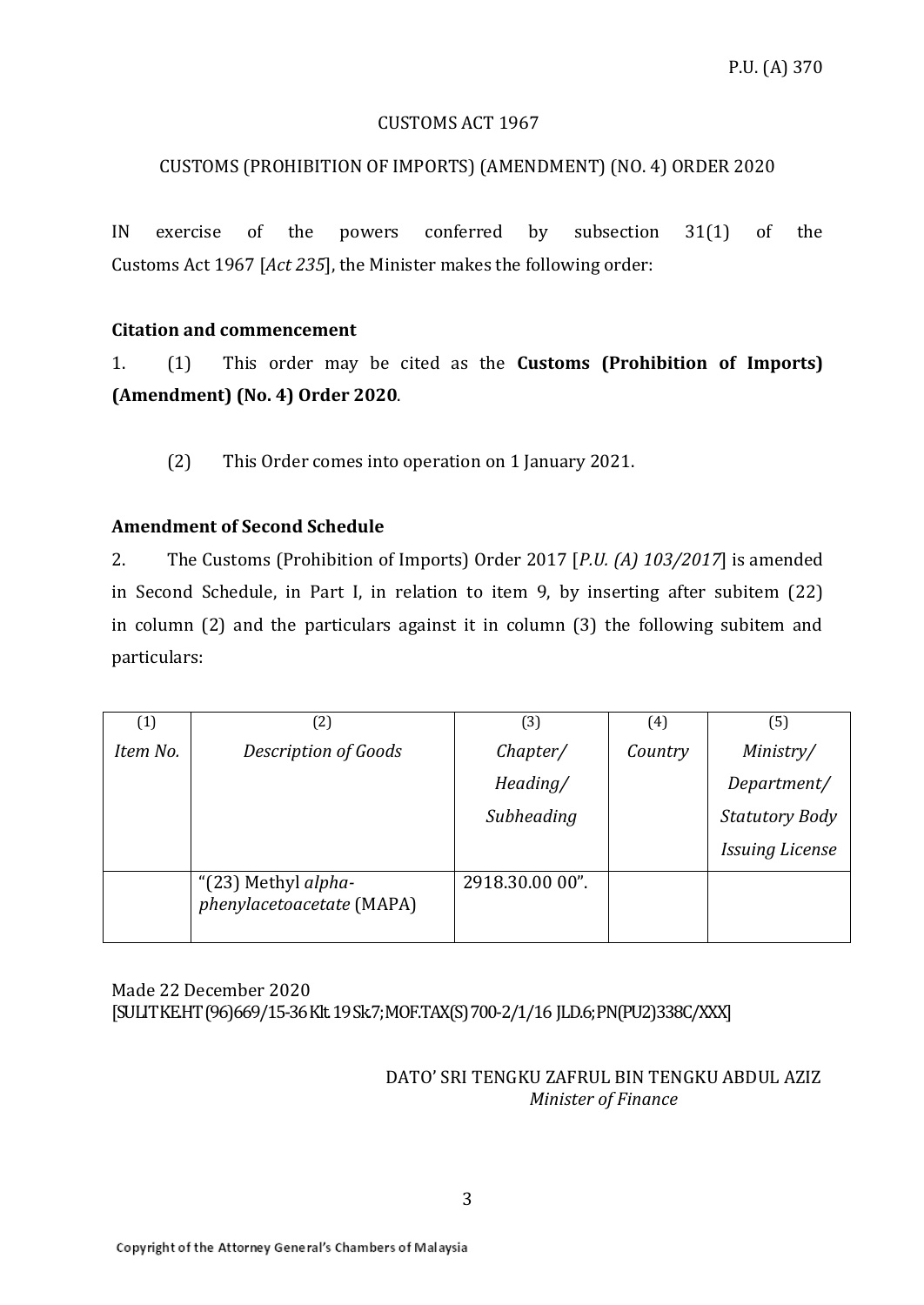P.U. (A) 370

CUSTOMS ACT 1967

CUSTOMS (PROHIBITION OF IMPORTS) (AMENDMENT) (NO. 4) ORDER 2020

IN exercise of the powers conferred by subsection 31(1) of the Customs Act 1967 [*Act 235*], the Minister makes the following order:

**Citation and commencement**

1. (1) This order may be cited as the **Customs (Prohibition of Imports) (Amendment) (No. 4) Order 2020**.

(2) This Order comes into operation on 1 January 2021.

**Amendment of Second Schedule**

2. The Customs (Prohibition of Imports) Order 2017 [*P.U. (A) 103/2017*] is amended in Second Schedule, in Part I, in relation to item 9, by inserting after subitem (22) in column (2) and the particulars against it in column (3) the following subitem and particulars:

| (1) *Item No.* | (2) *Description of Goods* | (3) *Chapter/ Heading/ Subheading* | (4) *Country* | (5) *Ministry/ Department/ Statutory Body Issuing License* |
|---|---|---|---|---|
| | "(23) Methyl *alpha-phenylacetoacetate* (MAPA) | 2918.30.00 00". | | |

Made 22 December 2020
[SULIT KE.HT (96)669/15-36 Klt. 19 Sk.7; MOF.TAX(S) 700-2/1/16 JLD.6; PN(PU2)338C/XXX]

DATO' SRI TENGKU ZAFRUL BIN TENGKU ABDUL AZIZ
*Minister of Finance*